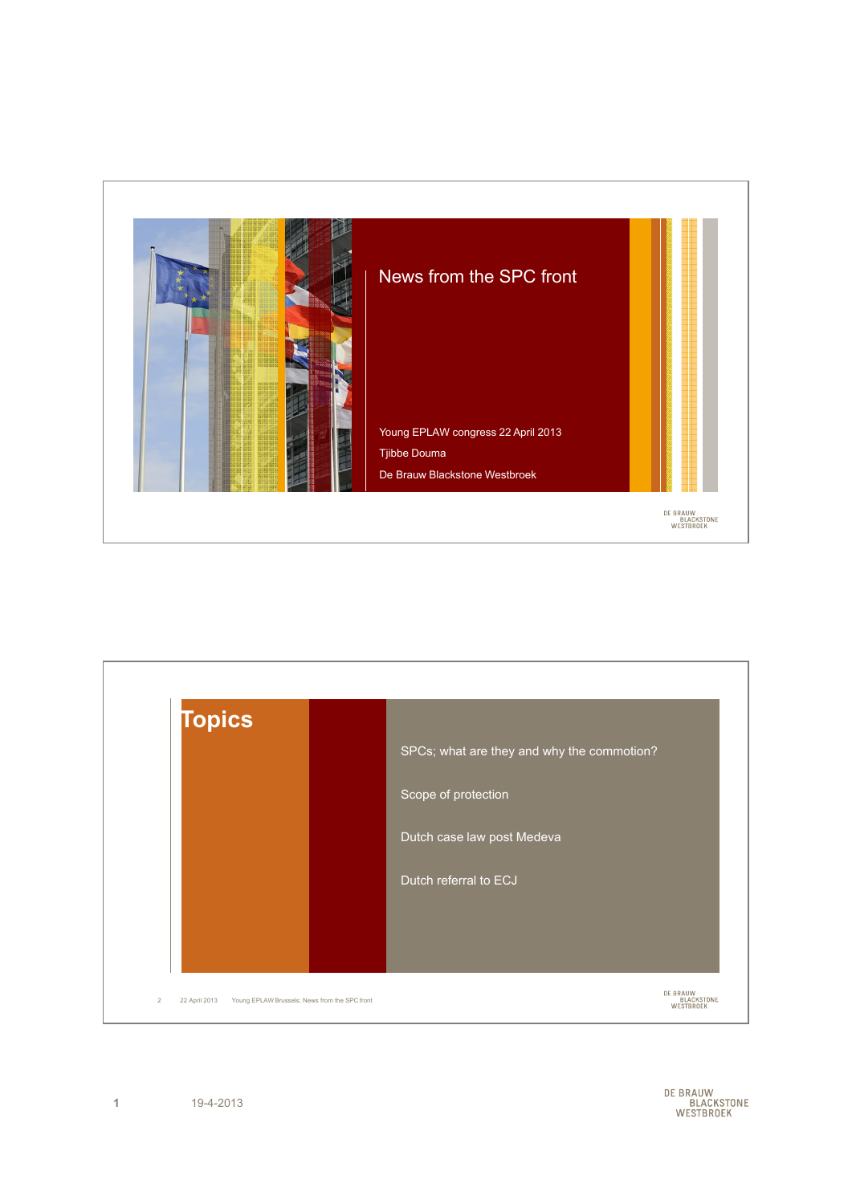# News from the SPC front

Young EPLAW congress 22 April 2013

Tjibbe Douma

De Brauw Blackstone Westbroek

## Topics

- SPCs; what are they and why the commotion?
- Scope of protection
- Dutch case law post Medeva
- Dutch referral to ECJ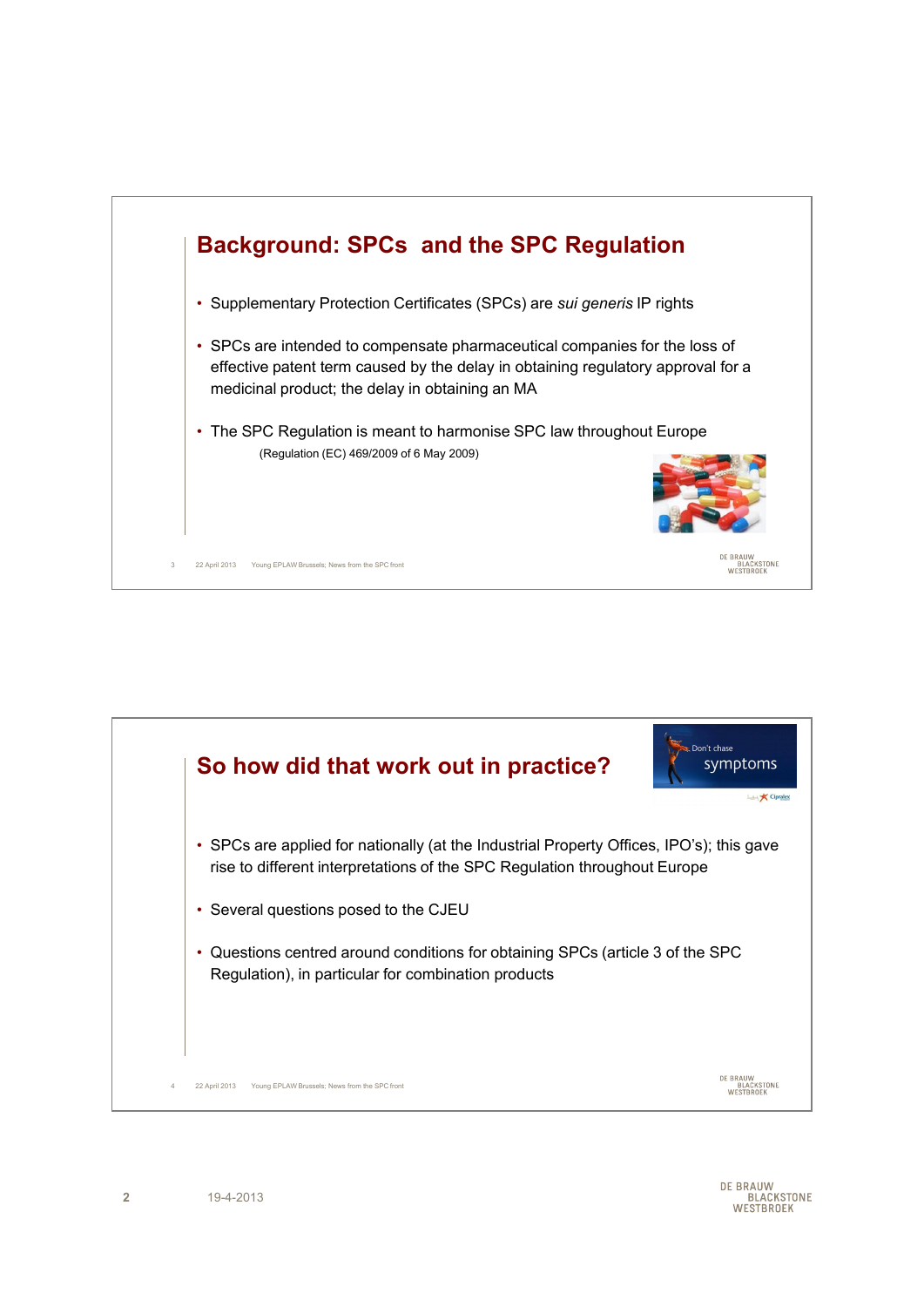## Background: SPCs and the SPC Regulation

- Supplementary Protection Certificates (SPCs) are *sui generis* IP rights
- SPCs are intended to compensate pharmaceutical companies for the loss of effective patent term caused by the delay in obtaining regulatory approval for a medicinal product; the delay in obtaining an MA
- The SPC Regulation is meant to harmonise SPC law throughout Europe

  (Regulation (EC) 469/2009 of 6 May 2009)

## So how did that work out in practice?

- SPCs are applied for nationally (at the Industrial Property Offices, IPO's); this gave rise to different interpretations of the SPC Regulation throughout Europe
- Several questions posed to the CJEU
- Questions centred around conditions for obtaining SPCs (article 3 of the SPC Regulation), in particular for combination products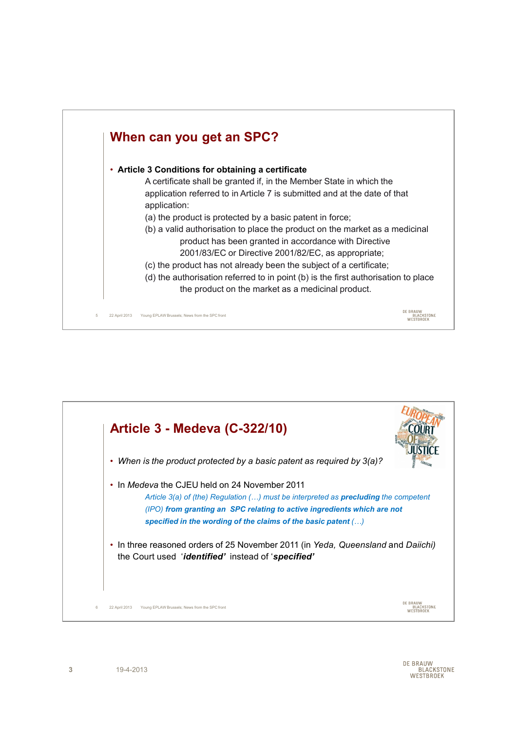## When can you get an SPC?

- **Article 3 Conditions for obtaining a certificate**

  A certificate shall be granted if, in the Member State in which the application referred to in Article 7 is submitted and at the date of that application:

  (a) the product is protected by a basic patent in force;

  (b) a valid authorisation to place the product on the market as a medicinal product has been granted in accordance with Directive 2001/83/EC or Directive 2001/82/EC, as appropriate;

  (c) the product has not already been the subject of a certificate;

  (d) the authorisation referred to in point (b) is the first authorisation to place the product on the market as a medicinal product.

## Article 3 - Medeva (C-322/10)

- *When is the product protected by a basic patent as required by 3(a)?*

- In *Medeva* the CJEU held on 24 November 2011

  *Article 3(a) of (the) Regulation (…) must be interpreted as **precluding** the competent (IPO) **from granting an SPC relating to active ingredients which are not specified in the wording of the claims of the basic patent** (…)*

- In three reasoned orders of 25 November 2011 (in *Yeda, Queensland* and *Daiichi)* the Court used '***identified'*** instead of '***specified'***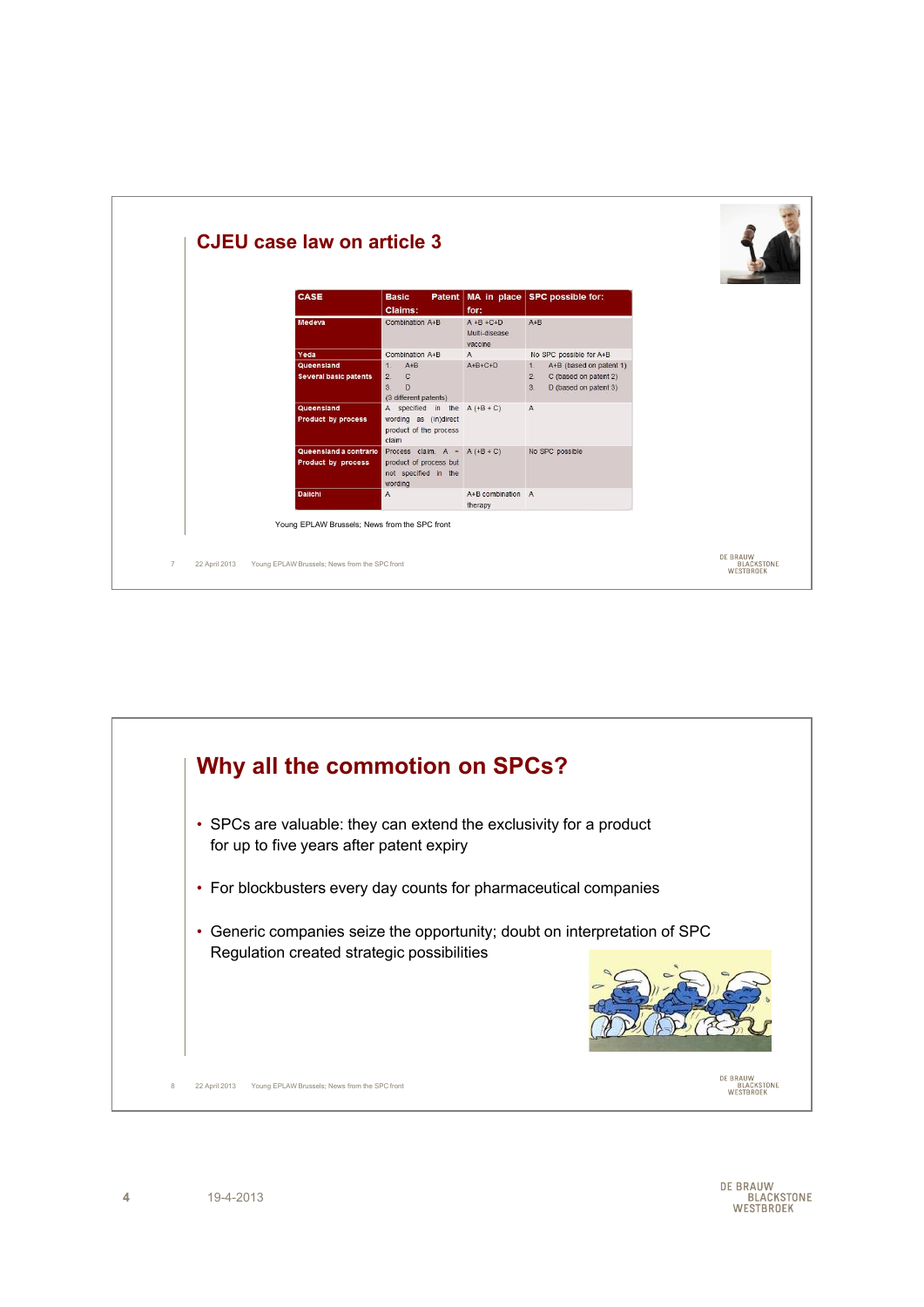## CJEU case law on article 3

| CASE | Basic Patent Claims: | MA in place for: | SPC possible for: |
|---|---|---|---|
| Medeva | Combination A+B | A +B +C+D Multi-disease vaccine | A+B |
| Yeda | Combination A+B | A | No SPC possible for A+B |
| Queensland Several basic patents | 1. A+B 2. C 3. D (3 different patents) | A+B+C+D | 1. A+B (based on patent 1) 2. C (based on patent 2) 3. D (based on patent 3) |
| Queensland Product by process | A specified in the wording as (in)direct product of the process claim | A (+B + C) | A |
| Queensland a contrario Product by process | Process claim. A = product of process but not specified in the wording | A (+B + C) | No SPC possible |
| Daiichi | A | A+B combination therapy | A |

Young EPLAW Brussels; News from the SPC front

## Why all the commotion on SPCs?

- SPCs are valuable: they can extend the exclusivity for a product for up to five years after patent expiry
- For blockbusters every day counts for pharmaceutical companies
- Generic companies seize the opportunity; doubt on interpretation of SPC Regulation created strategic possibilities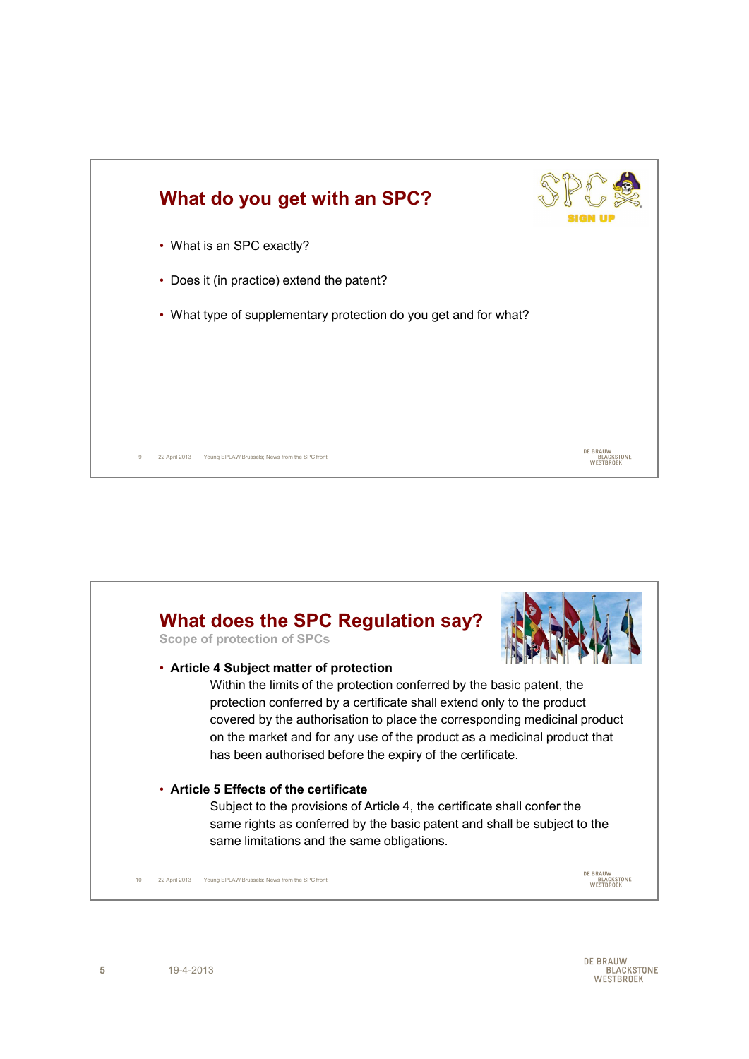## What do you get with an SPC?

- What is an SPC exactly?
- Does it (in practice) extend the patent?
- What type of supplementary protection do you get and for what?

## What does the SPC Regulation say?

### Scope of protection of SPCs

- **Article 4 Subject matter of protection**

  Within the limits of the protection conferred by the basic patent, the protection conferred by a certificate shall extend only to the product covered by the authorisation to place the corresponding medicinal product on the market and for any use of the product as a medicinal product that has been authorised before the expiry of the certificate.

- **Article 5 Effects of the certificate**

  Subject to the provisions of Article 4, the certificate shall confer the same rights as conferred by the basic patent and shall be subject to the same limitations and the same obligations.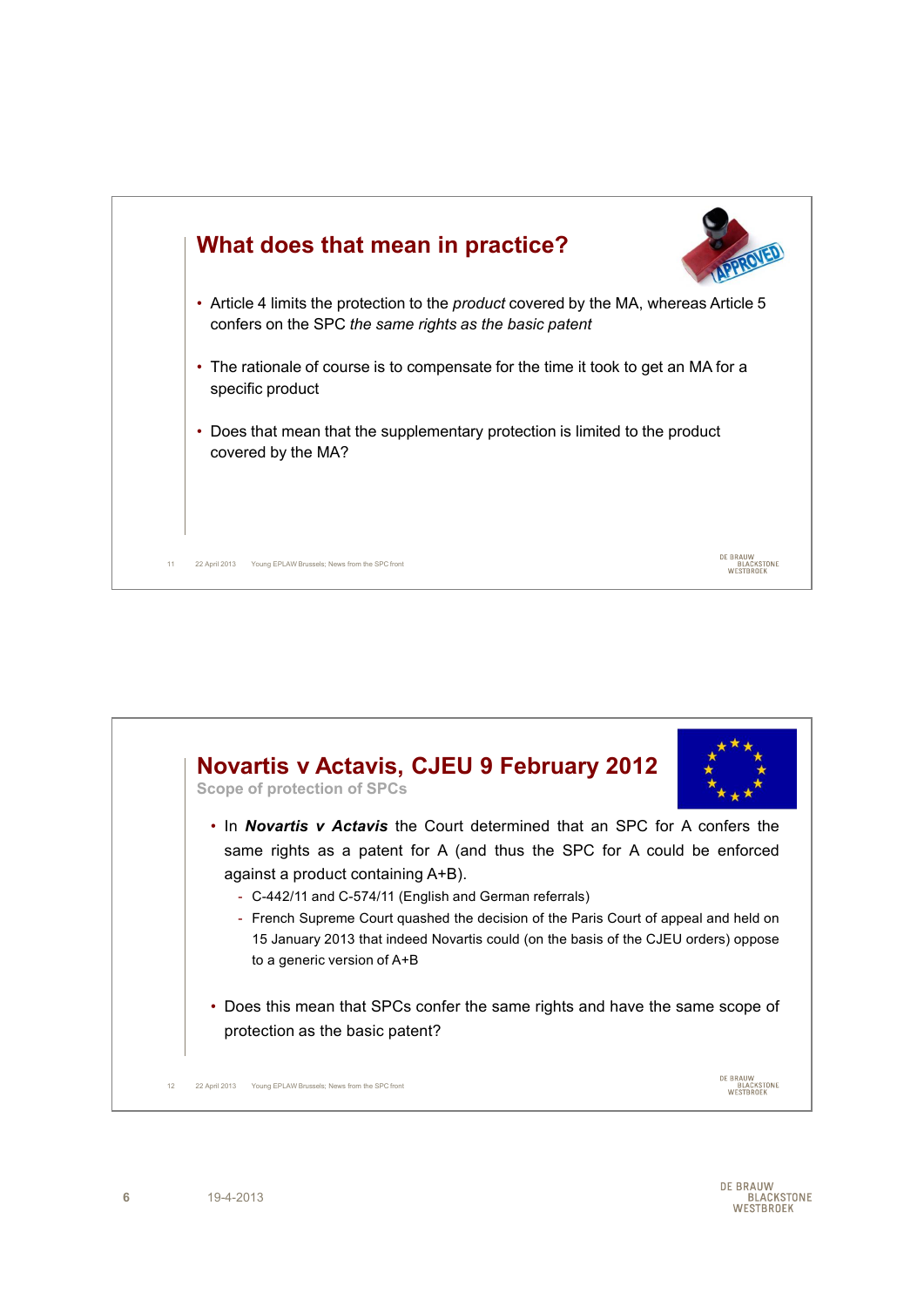## What does that mean in practice?

- Article 4 limits the protection to the *product* covered by the MA, whereas Article 5 confers on the SPC *the same rights as the basic patent*
- The rationale of course is to compensate for the time it took to get an MA for a specific product
- Does that mean that the supplementary protection is limited to the product covered by the MA?

## Novartis v Actavis, CJEU 9 February 2012

**Scope of protection of SPCs**

- In ***Novartis v Actavis*** the Court determined that an SPC for A confers the same rights as a patent for A (and thus the SPC for A could be enforced against a product containing A+B).
  - C-442/11 and C-574/11 (English and German referrals)
  - French Supreme Court quashed the decision of the Paris Court of appeal and held on 15 January 2013 that indeed Novartis could (on the basis of the CJEU orders) oppose to a generic version of A+B
- Does this mean that SPCs confer the same rights and have the same scope of protection as the basic patent?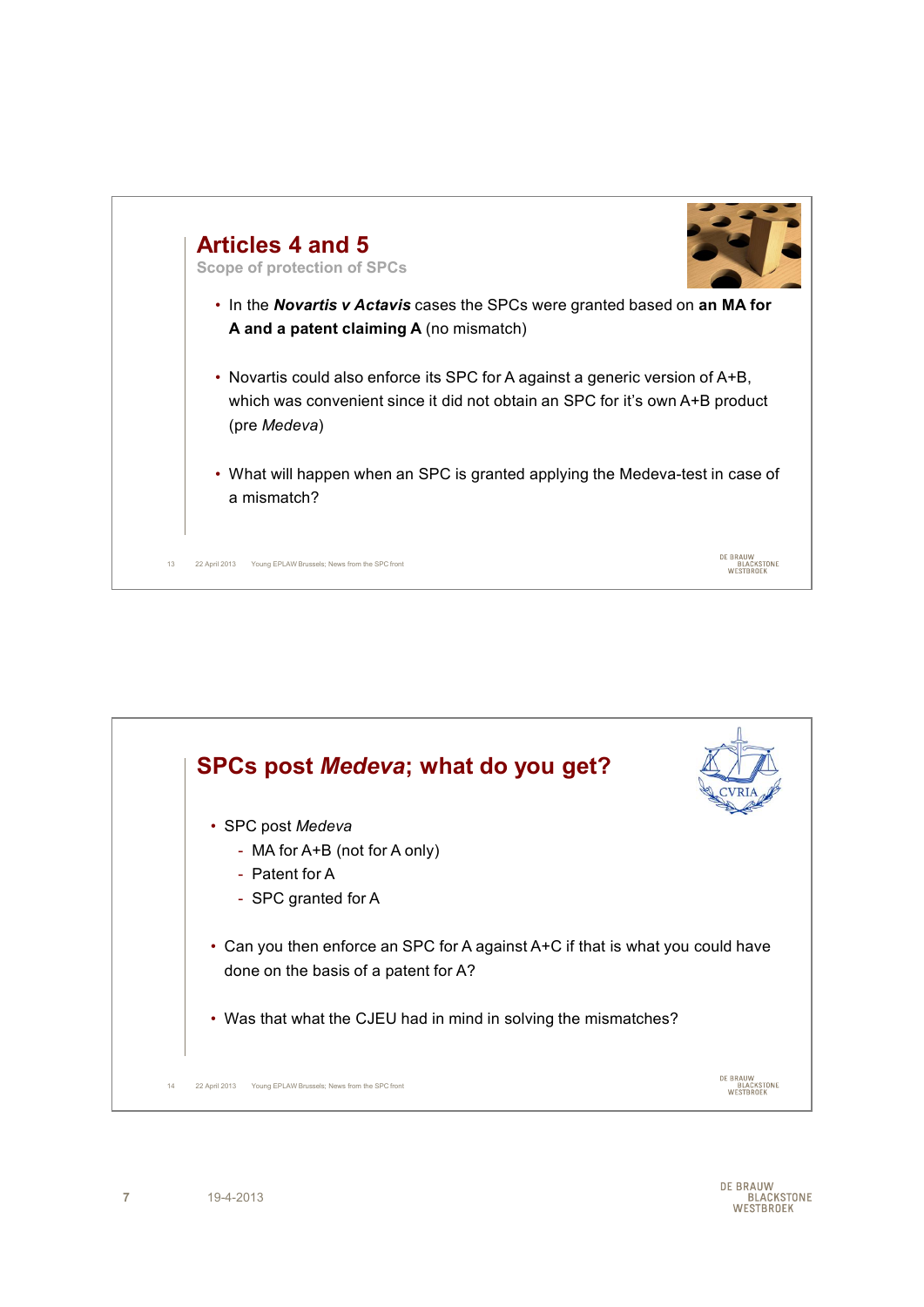## Articles 4 and 5

### Scope of protection of SPCs

- In the ***Novartis v Actavis*** cases the SPCs were granted based on **an MA for A and a patent claiming A** (no mismatch)
- Novartis could also enforce its SPC for A against a generic version of A+B, which was convenient since it did not obtain an SPC for it's own A+B product (pre *Medeva*)
- What will happen when an SPC is granted applying the Medeva-test in case of a mismatch?

## SPCs post *Medeva*; what do you get?

- SPC post *Medeva*
  - MA for A+B (not for A only)
  - Patent for A
  - SPC granted for A
- Can you then enforce an SPC for A against A+C if that is what you could have done on the basis of a patent for A?
- Was that what the CJEU had in mind in solving the mismatches?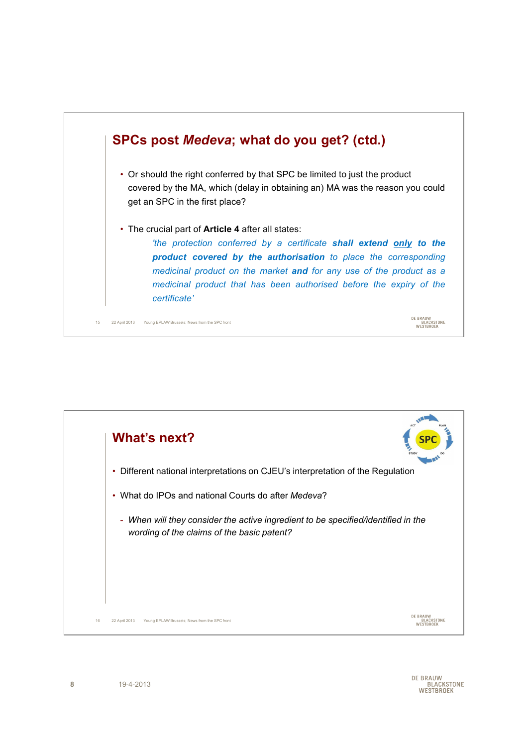## SPCs post *Medeva*; what do you get? (ctd.)

- Or should the right conferred by that SPC be limited to just the product covered by the MA, which (delay in obtaining an) MA was the reason you could get an SPC in the first place?
- The crucial part of **Article 4** after all states:

  *'the protection conferred by a certificate* ***shall extend*** ***only*** ***to the product covered by the authorisation*** *to place the corresponding medicinal product on the market* ***and*** *for any use of the product as a medicinal product that has been authorised before the expiry of the certificate'*

## What's next?

- Different national interpretations on CJEU's interpretation of the Regulation
- What do IPOs and national Courts do after *Medeva*?
  - *When will they consider the active ingredient to be specified/identified in the wording of the claims of the basic patent?*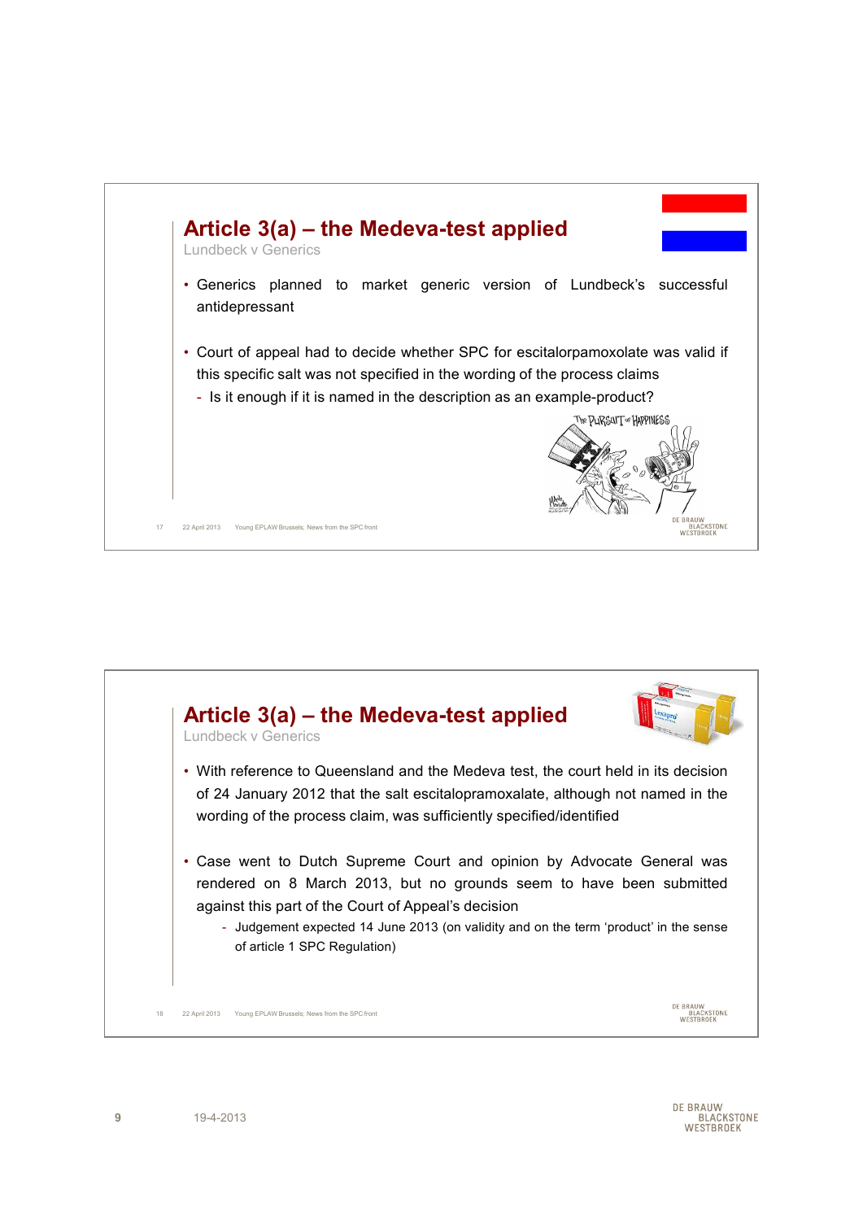## Article 3(a) – the Medeva-test applied

Lundbeck v Generics

- Generics planned to market generic version of Lundbeck's successful antidepressant
- Court of appeal had to decide whether SPC for escitalorpamoxolate was valid if this specific salt was not specified in the wording of the process claims
  - Is it enough if it is named in the description as an example-product?

## Article 3(a) – the Medeva-test applied

Lundbeck v Generics

- With reference to Queensland and the Medeva test, the court held in its decision of 24 January 2012 that the salt escitalopramoxalate, although not named in the wording of the process claim, was sufficiently specified/identified
- Case went to Dutch Supreme Court and opinion by Advocate General was rendered on 8 March 2013, but no grounds seem to have been submitted against this part of the Court of Appeal's decision
  - Judgement expected 14 June 2013 (on validity and on the term 'product' in the sense of article 1 SPC Regulation)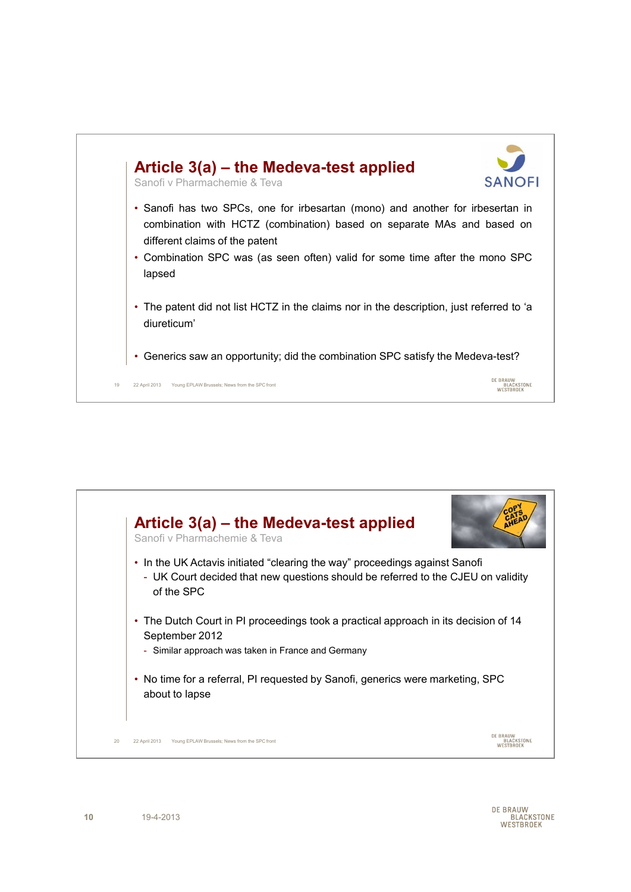## Article 3(a) – the Medeva-test applied

Sanofi v Pharmachemie & Teva

- Sanofi has two SPCs, one for irbesartan (mono) and another for irbesertan in combination with HCTZ (combination) based on separate MAs and based on different claims of the patent
- Combination SPC was (as seen often) valid for some time after the mono SPC lapsed
- The patent did not list HCTZ in the claims nor in the description, just referred to 'a diureticum'
- Generics saw an opportunity; did the combination SPC satisfy the Medeva-test?

## Article 3(a) – the Medeva-test applied

Sanofi v Pharmachemie & Teva

- In the UK Actavis initiated "clearing the way" proceedings against Sanofi
  - UK Court decided that new questions should be referred to the CJEU on validity of the SPC
- The Dutch Court in PI proceedings took a practical approach in its decision of 14 September 2012
  - Similar approach was taken in France and Germany
- No time for a referral, PI requested by Sanofi, generics were marketing, SPC about to lapse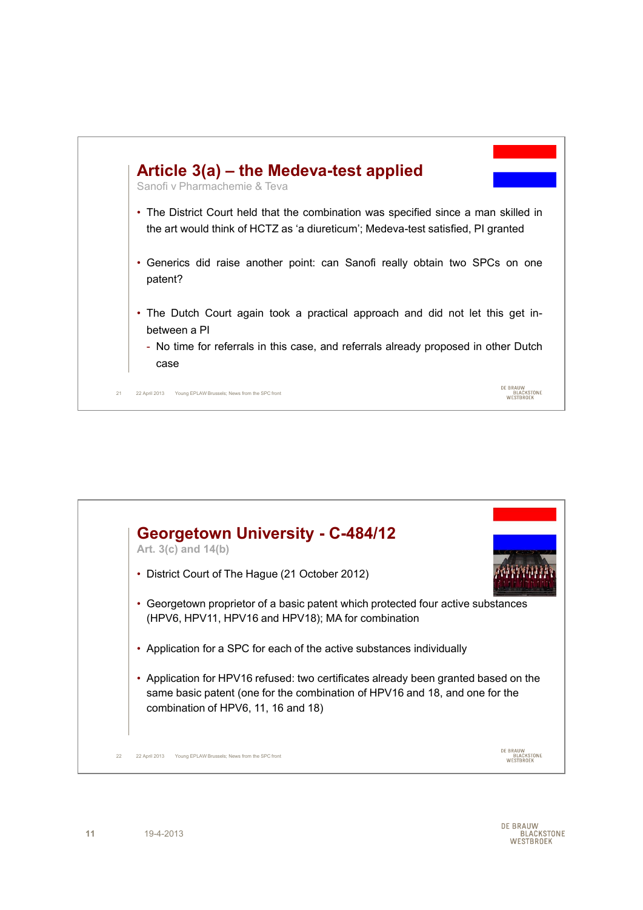## Article 3(a) – the Medeva-test applied

Sanofi v Pharmachemie & Teva

- The District Court held that the combination was specified since a man skilled in the art would think of HCTZ as 'a diureticum'; Medeva-test satisfied, PI granted
- Generics did raise another point: can Sanofi really obtain two SPCs on one patent?
- The Dutch Court again took a practical approach and did not let this get in-between a PI
  - No time for referrals in this case, and referrals already proposed in other Dutch case

## Georgetown University - C-484/12

Art. 3(c) and 14(b)

- District Court of The Hague (21 October 2012)
- Georgetown proprietor of a basic patent which protected four active substances (HPV6, HPV11, HPV16 and HPV18); MA for combination
- Application for a SPC for each of the active substances individually
- Application for HPV16 refused: two certificates already been granted based on the same basic patent (one for the combination of HPV16 and 18, and one for the combination of HPV6, 11, 16 and 18)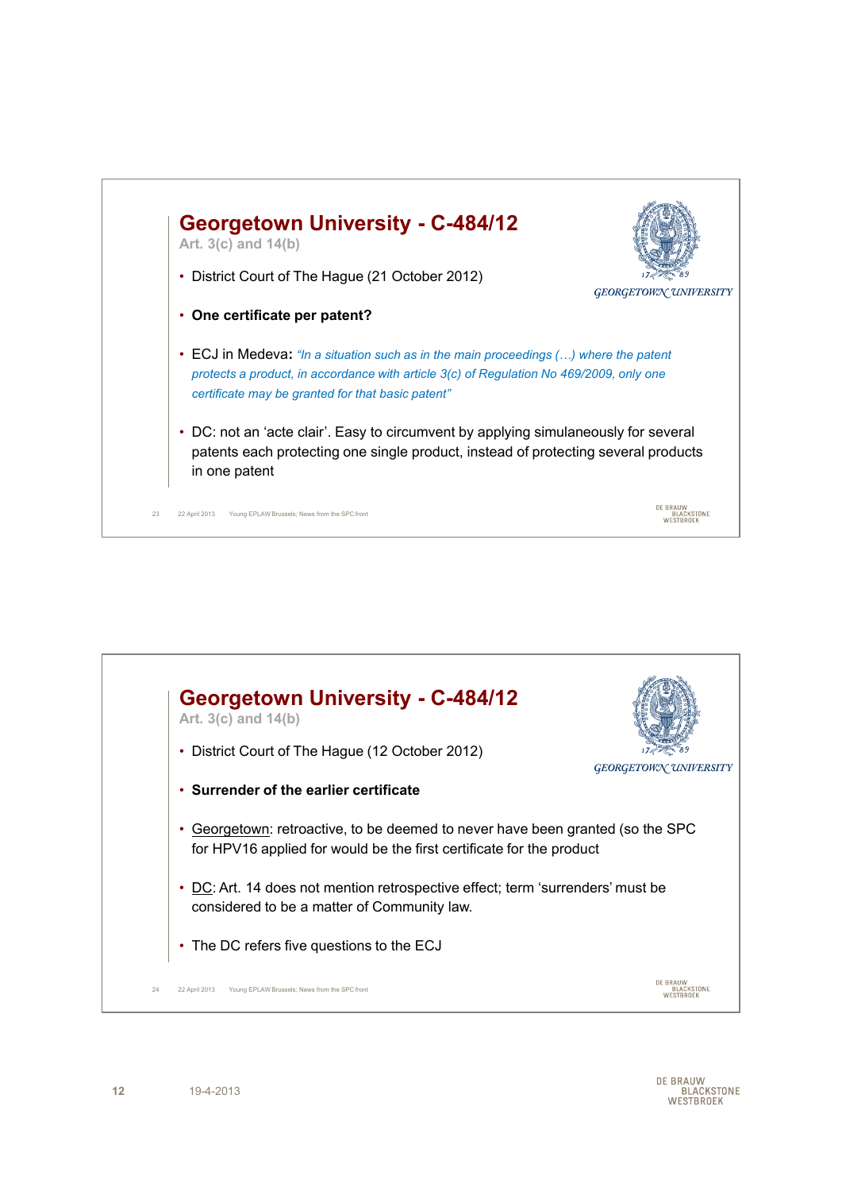# Georgetown University - C-484/12

Art. 3(c) and 14(b)

- District Court of The Hague (21 October 2012)
- **One certificate per patent?**
- ECJ in Medeva: *"In a situation such as in the main proceedings (…) where the patent protects a product, in accordance with article 3(c) of Regulation No 469/2009, only one certificate may be granted for that basic patent"*
- DC: not an 'acte clair'. Easy to circumvent by applying simulaneously for several patents each protecting one single product, instead of protecting several products in one patent

# Georgetown University - C-484/12

Art. 3(c) and 14(b)

- District Court of The Hague (12 October 2012)
- **Surrender of the earlier certificate**
- Georgetown: retroactive, to be deemed to never have been granted (so the SPC for HPV16 applied for would be the first certificate for the product
- DC: Art. 14 does not mention retrospective effect; term 'surrenders' must be considered to be a matter of Community law.
- The DC refers five questions to the ECJ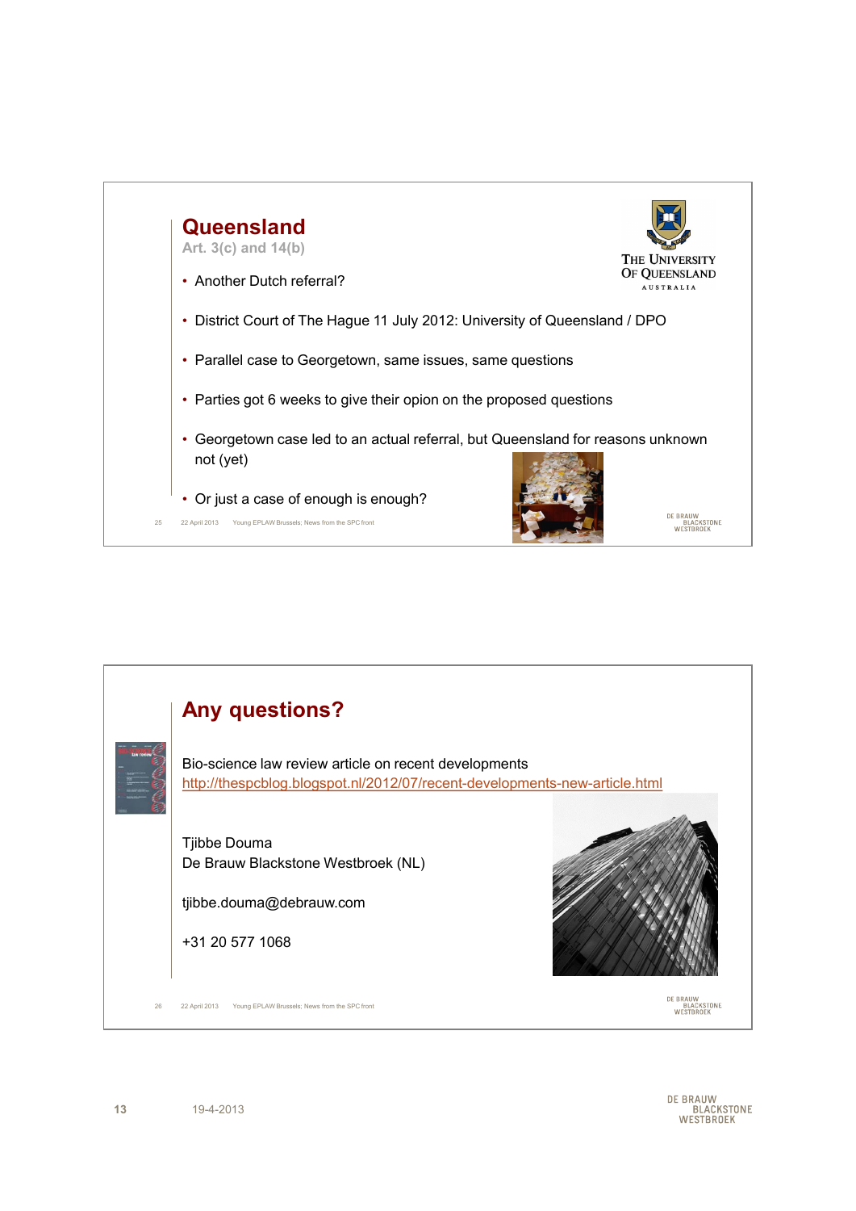## Queensland

Art. 3(c) and 14(b)

- Another Dutch referral?
- District Court of The Hague 11 July 2012: University of Queensland / DPO
- Parallel case to Georgetown, same issues, same questions
- Parties got 6 weeks to give their opion on the proposed questions
- Georgetown case led to an actual referral, but Queensland for reasons unknown not (yet)
- Or just a case of enough is enough?

## Any questions?

Bio-science law review article on recent developments
http://thespcblog.blogspot.nl/2012/07/recent-developments-new-article.html

Tjibbe Douma
De Brauw Blackstone Westbroek (NL)

tjibbe.douma@debrauw.com

+31 20 577 1068